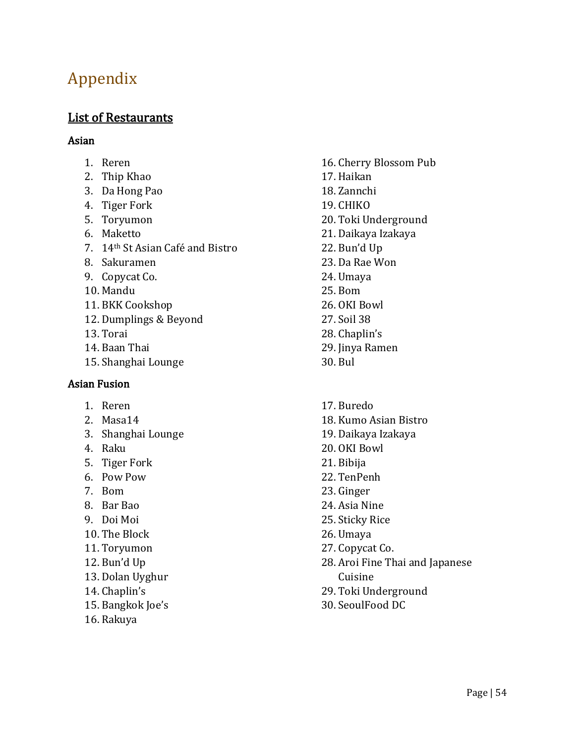# Appendix

## List of Restaurants

### Asian

1. Reren
2. Thip Khao
3. Da Hong Pao
4. Tiger Fork
5. Toryumon
6. Maketto
7. 14th St Asian Café and Bistro
8. Sakuramen
9. Copycat Co.
10. Mandu
11. BKK Cookshop
12. Dumplings & Beyond
13. Torai
14. Baan Thai
15. Shanghai Lounge
16. Cherry Blossom Pub
17. Haikan
18. Zannchi
19. CHIKO
20. Toki Underground
21. Daikaya Izakaya
22. Bun'd Up
23. Da Rae Won
24. Umaya
25. Bom
26. OKI Bowl
27. Soil 38
28. Chaplin's
29. Jinya Ramen
30. Bul

### Asian Fusion

1. Reren
2. Masa14
3. Shanghai Lounge
4. Raku
5. Tiger Fork
6. Pow Pow
7. Bom
8. Bar Bao
9. Doi Moi
10. The Block
11. Toryumon
12. Bun'd Up
13. Dolan Uyghur
14. Chaplin's
15. Bangkok Joe's
16. Rakuya
17. Buredo
18. Kumo Asian Bistro
19. Daikaya Izakaya
20. OKI Bowl
21. Bibija
22. TenPenh
23. Ginger
24. Asia Nine
25. Sticky Rice
26. Umaya
27. Copycat Co.
28. Aroi Fine Thai and Japanese Cuisine
29. Toki Underground
30. SeoulFood DC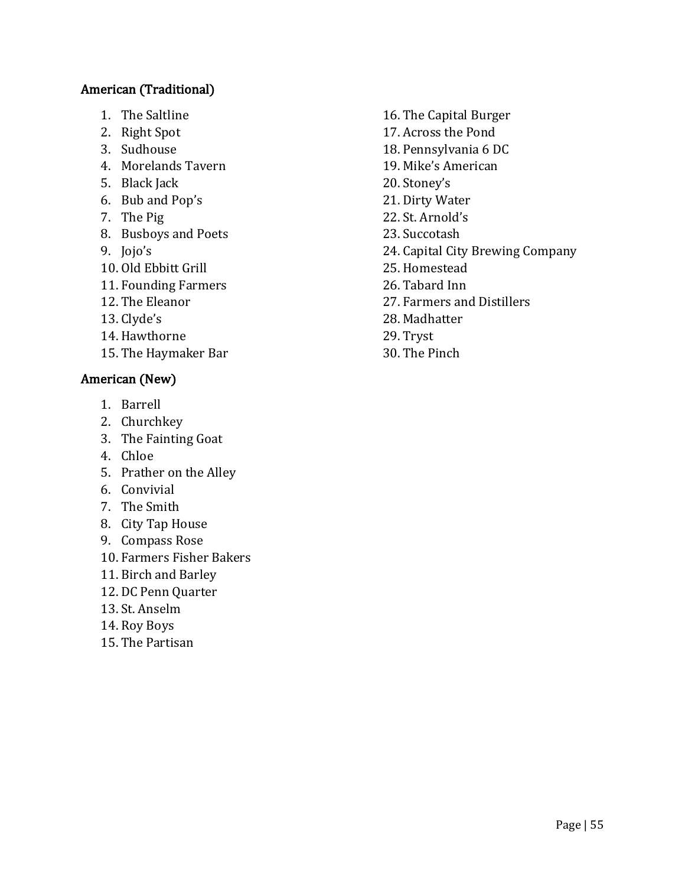## American (Traditional)

1. The Saltline
2. Right Spot
3. Sudhouse
4. Morelands Tavern
5. Black Jack
6. Bub and Pop's
7. The Pig
8. Busboys and Poets
9. Jojo's
10. Old Ebbitt Grill
11. Founding Farmers
12. The Eleanor
13. Clyde's
14. Hawthorne
15. The Haymaker Bar
16. The Capital Burger
17. Across the Pond
18. Pennsylvania 6 DC
19. Mike's American
20. Stoney's
21. Dirty Water
22. St. Arnold's
23. Succotash
24. Capital City Brewing Company
25. Homestead
26. Tabard Inn
27. Farmers and Distillers
28. Madhatter
29. Tryst
30. The Pinch

## American (New)

1. Barrell
2. Churchkey
3. The Fainting Goat
4. Chloe
5. Prather on the Alley
6. Convivial
7. The Smith
8. City Tap House
9. Compass Rose
10. Farmers Fisher Bakers
11. Birch and Barley
12. DC Penn Quarter
13. St. Anselm
14. Roy Boys
15. The Partisan